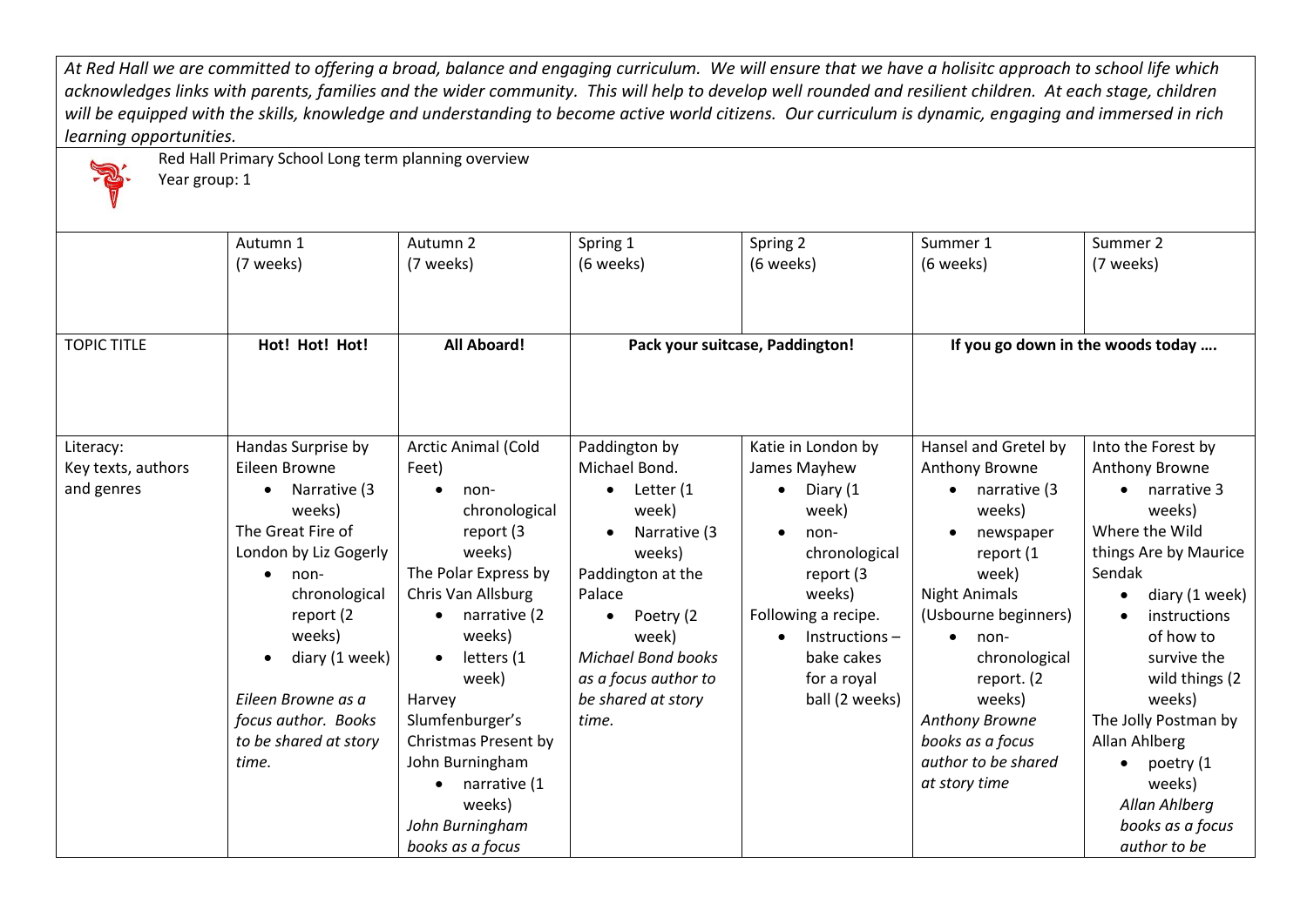*At Red Hall we are committed to offering a broad, balance and engaging curriculum. We will ensure that we have a holisitc approach to school life which acknowledges links with parents, families and the wider community. This will help to develop well rounded and resilient children. At each stage, children will be equipped with the skills, knowledge and understanding to become active world citizens. Our curriculum is dynamic, engaging and immersed in rich learning opportunities.*

Red Hall Primary School Long term planning overview
Year group: 1

| | Autumn 1 (7 weeks) | Autumn 2 (7 weeks) | Spring 1 (6 weeks) | Spring 2 (6 weeks) | Summer 1 (6 weeks) | Summer 2 (7 weeks) |
|---|---|---|---|---|---|---|
| TOPIC TITLE | **Hot! Hot! Hot!** | **All Aboard!** | **Pack your suitcase, Paddington!** | | **If you go down in the woods today ….** | |
| Literacy: Key texts, authors and genres | Handas Surprise by Eileen Browne<br>• Narrative (3 weeks)<br>The Great Fire of London by Liz Gogerly<br>• non-chronological report (2 weeks)<br>• diary (1 week)<br>*Eileen Browne as a focus author. Books to be shared at story time.* | Arctic Animal (Cold Feet)<br>• non-chronological report (3 weeks)<br>The Polar Express by Chris Van Allsburg<br>• narrative (2 weeks)<br>• letters (1 week)<br>Harvey Slumfenburger's Christmas Present by John Burningham<br>• narrative (1 weeks)<br>*John Burningham books as a focus* | Paddington by Michael Bond.<br>• Letter (1 week)<br>• Narrative (3 weeks)<br>Paddington at the Palace<br>• Poetry (2 week)<br>*Michael Bond books as a focus author to be shared at story time.* | Katie in London by James Mayhew<br>• Diary (1 week)<br>• non-chronological report (3 weeks)<br>Following a recipe.<br>• Instructions – bake cakes for a royal ball (2 weeks) | Hansel and Gretel by Anthony Browne<br>• narrative (3 weeks)<br>• newspaper report (1 week)<br>Night Animals (Usbourne beginners)<br>• non-chronological report. (2 weeks)<br>*Anthony Browne books as a focus author to be shared at story time* | Into the Forest by Anthony Browne<br>• narrative 3 weeks)<br>Where the Wild things Are by Maurice Sendak<br>• diary (1 week)<br>• instructions of how to survive the wild things (2 weeks)<br>The Jolly Postman by Allan Ahlberg<br>• poetry (1 weeks)<br>*Allan Ahlberg books as a focus author to be* |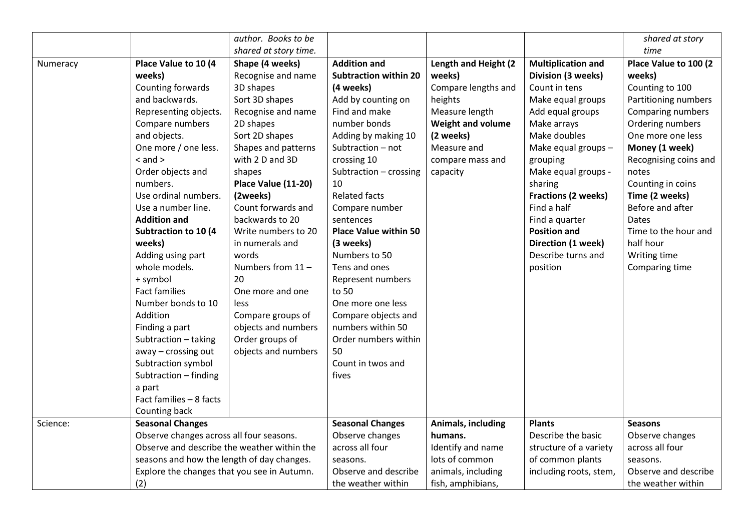|  |  |  |  |  |  |  |
|---|---|---|---|---|---|---|
|  |  | *author. Books to be shared at story time.* |  |  |  | *shared at story time* |
| Numeracy | **Place Value to 10 (4 weeks)**<br>Counting forwards and backwards.<br>Representing objects.<br>Compare numbers and objects.<br>One more / one less.<br>< and ><br>Order objects and numbers.<br>Use ordinal numbers.<br>Use a number line.<br>**Addition and Subtraction to 10 (4 weeks)**<br>Adding using part whole models.<br>+ symbol<br>Fact families<br>Number bonds to 10<br>Addition<br>Finding a part<br>Subtraction – taking away – crossing out<br>Subtraction symbol<br>Subtraction – finding a part<br>Fact families – 8 facts<br>Counting back | **Shape (4 weeks)**<br>Recognise and name 3D shapes<br>Sort 3D shapes<br>Recognise and name 2D shapes<br>Sort 2D shapes<br>Shapes and patterns with 2 D and 3D shapes<br>**Place Value (11-20) (2weeks)**<br>Count forwards and backwards to 20<br>Write numbers to 20 in numerals and words<br>Numbers from 11 – 20<br>One more and one less<br>Compare groups of objects and numbers<br>Order groups of objects and numbers | **Addition and Subtraction within 20 (4 weeks)**<br>Add by counting on<br>Find and make number bonds<br>Adding by making 10<br>Subtraction – not crossing 10<br>Subtraction – crossing 10<br>Related facts<br>Compare number sentences<br>**Place Value within 50 (3 weeks)**<br>Numbers to 50<br>Tens and ones<br>Represent numbers to 50<br>One more one less<br>Compare objects and numbers within 50<br>Order numbers within 50<br>Count in twos and fives | **Length and Height (2 weeks)**<br>Compare lengths and heights<br>Measure length<br>**Weight and volume (2 weeks)**<br>Measure and compare mass and capacity | **Multiplication and Division (3 weeks)**<br>Count in tens<br>Make equal groups<br>Add equal groups<br>Make arrays<br>Make doubles<br>Make equal groups – grouping<br>Make equal groups - sharing<br>**Fractions (2 weeks)**<br>Find a half<br>Find a quarter<br>**Position and Direction (1 week)**<br>Describe turns and position | **Place Value to 100 (2 weeks)**<br>Counting to 100<br>Partitioning numbers<br>Comparing numbers<br>Ordering numbers<br>One more one less<br>**Money (1 week)**<br>Recognising coins and notes<br>Counting in coins<br>**Time (2 weeks)**<br>Before and after<br>Dates<br>Time to the hour and half hour<br>Writing time<br>Comparing time |
| Science: | **Seasonal Changes**<br>Observe changes across all four seasons.<br>Observe and describe the weather within the seasons and how the length of day changes.<br>Explore the changes that you see in Autumn. (2) |  | **Seasonal Changes**<br>Observe changes across all four seasons.<br>Observe and describe the weather within | **Animals, including humans.**<br>Identify and name lots of common animals, including fish, amphibians, | **Plants**<br>Describe the basic structure of a variety of common plants including roots, stem, | **Seasons**<br>Observe changes across all four seasons.<br>Observe and describe the weather within |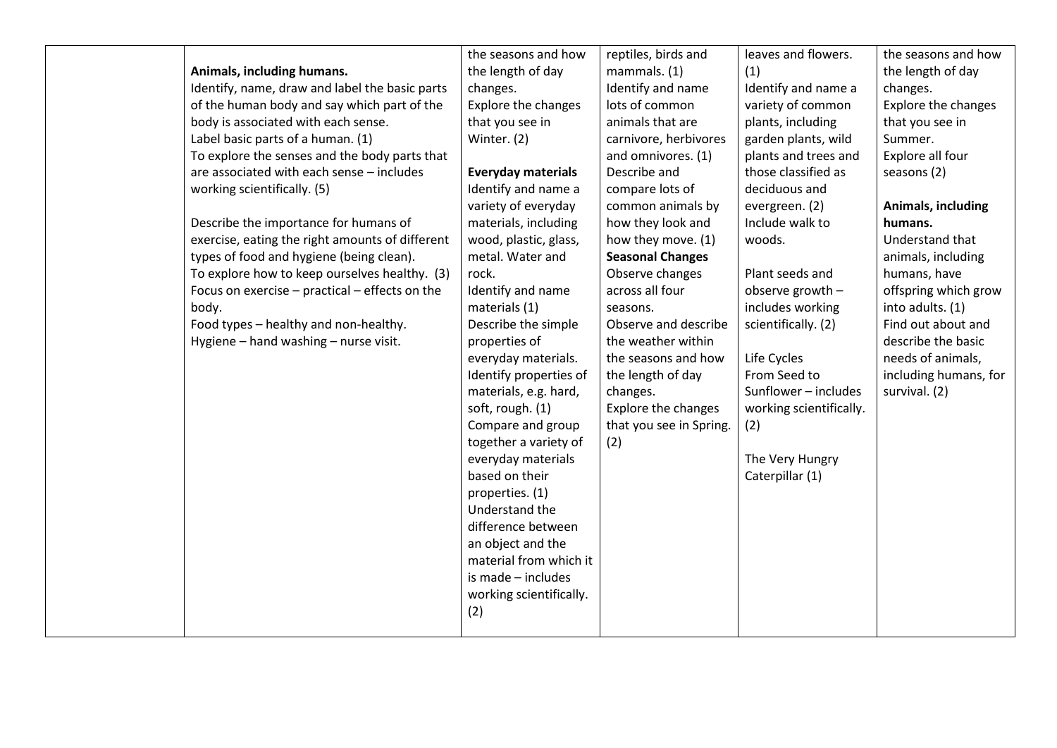| | | | | | |
|---|---|---|---|---|---|
| | **Animals, including humans.**<br>Identify, name, draw and label the basic parts of the human body and say which part of the body is associated with each sense.<br>Label basic parts of a human. (1)<br>To explore the senses and the body parts that are associated with each sense – includes working scientifically. (5)<br><br>Describe the importance for humans of exercise, eating the right amounts of different types of food and hygiene (being clean).<br>To explore how to keep ourselves healthy. (3)<br>Focus on exercise – practical – effects on the body.<br>Food types – healthy and non-healthy.<br>Hygiene – hand washing – nurse visit. | the seasons and how the length of day changes.<br>Explore the changes that you see in Winter. (2)<br><br>**Everyday materials**<br>Identify and name a variety of everyday materials, including wood, plastic, glass, metal. Water and rock.<br>Identify and name materials (1)<br>Describe the simple properties of everyday materials.<br>Identify properties of materials, e.g. hard, soft, rough. (1)<br>Compare and group together a variety of everyday materials based on their properties. (1)<br>Understand the difference between an object and the material from which it is made – includes working scientifically. (2) | reptiles, birds and mammals. (1)<br>Identify and name lots of common animals that are carnivore, herbivores and omnivores. (1)<br>Describe and compare lots of common animals by how they look and how they move. (1)<br>**Seasonal Changes**<br>Observe changes across all four seasons.<br>Observe and describe the weather within the seasons and how the length of day changes.<br>Explore the changes that you see in Spring. (2) | leaves and flowers. (1)<br>Identify and name a variety of common plants, including garden plants, wild plants and trees and those classified as deciduous and evergreen. (2)<br>Include walk to woods.<br><br>Plant seeds and observe growth – includes working scientifically. (2)<br><br>Life Cycles<br>From Seed to Sunflower – includes working scientifically. (2)<br><br>The Very Hungry Caterpillar (1) | the seasons and how the length of day changes.<br>Explore the changes that you see in Summer.<br>Explore all four seasons (2)<br><br>**Animals, including humans.**<br>Understand that animals, including humans, have offspring which grow into adults. (1)<br>Find out about and describe the basic needs of animals, including humans, for survival. (2) |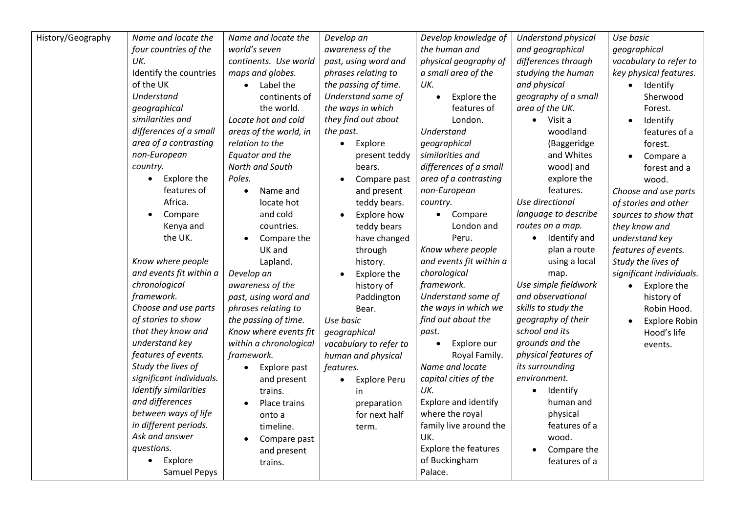| History/Geography | *Name and locate the four countries of the UK.* Identify the countries of the UK *Understand geographical similarities and differences of a small area of a contrasting non-European country.* <br>• Explore the features of Africa. <br>• Compare Kenya and the UK. <br><br>*Know where people and events fit within a chronological framework.* *Choose and use parts of stories to show that they know and understand key features of events.* *Study the lives of significant individuals.* *Identify similarities and differences between ways of life in different periods.* *Ask and answer questions.* <br>• Explore Samuel Pepys | *Name and locate the world's seven continents. Use world maps and globes.* <br>• Label the continents of the world. <br>*Locate hot and cold areas of the world, in relation to the Equator and the North and South Poles.* <br>• Name and locate hot and cold countries. <br>• Compare the UK and Lapland. <br>*Develop an awareness of the past, using word and phrases relating to the passing of time.* *Know where events fit within a chronological framework.* <br>• Explore past and present trains. <br>• Place trains onto a timeline. <br>• Compare past and present trains. | *Develop an awareness of the past, using word and phrases relating to the passing of time.* *Understand some of the ways in which they find out about the past.* <br>• Explore present teddy bears. <br>• Compare past and present teddy bears. <br>• Explore how teddy bears have changed through history. <br>• Explore the history of Paddington Bear. <br>*Use basic geographical vocabulary to refer to human and physical features.* <br>• Explore Peru in preparation for next half term. | *Develop knowledge of the human and physical geography of a small area of the UK.* <br>• Explore the features of London. <br>*Understand geographical similarities and differences of a small area of a contrasting non-European country.* <br>• Compare London and Peru. <br>*Know where people and events fit within a chorological framework.* *Understand some of the ways in which we find out about the past.* <br>• Explore our Royal Family. <br>*Name and locate capital cities of the UK.* <br>Explore and identify where the royal family live around the UK. <br>Explore the features of Buckingham Palace. | *Understand physical and geographical differences through studying the human and physical geography of a small area of the UK.* <br>• Visit a woodland (Baggeridge and Whites wood) and explore the features. <br>*Use directional language to describe routes on a map.* <br>• Identify and plan a route using a local map. <br>*Use simple fieldwork and observational skills to study the geography of their school and its grounds and the physical features of its surrounding environment.* <br>• Identify human and physical features of a wood. <br>• Compare the features of a | *Use basic geographical vocabulary to refer to key physical features.* <br>• Identify Sherwood Forest. <br>• Identify features of a forest. <br>• Compare a forest and a wood. <br>*Choose and use parts of stories and other sources to show that they know and understand key features of events.* *Study the lives of significant individuals.* <br>• Explore the history of Robin Hood. <br>• Explore Robin Hood's life events. |
|---|---|---|---|---|---|---|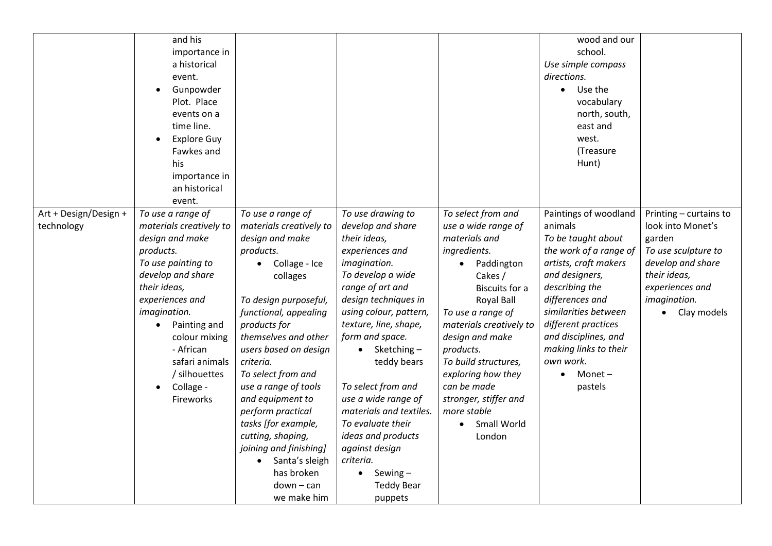| | | | | | | |
|---|---|---|---|---|---|---|
| | and his importance in a historical event.<br>• Gunpowder Plot. Place events on a time line.<br>• Explore Guy Fawkes and his importance in an historical event. | | | | wood and our school.<br>*Use simple compass directions.*<br>• Use the vocabulary north, south, east and west. (Treasure Hunt) | |
| Art + Design/Design + technology | *To use a range of materials creatively to design and make products.*<br>*To use painting to develop and share their ideas, experiences and imagination.*<br>• Painting and colour mixing - African safari animals / silhouettes<br>• Collage - Fireworks | *To use a range of materials creatively to design and make products.*<br>• Collage - Ice collages<br><br>*To design purposeful, functional, appealing products for themselves and other users based on design criteria.*<br>*To select from and use a range of tools and equipment to perform practical tasks [for example, cutting, shaping, joining and finishing]*<br>• Santa's sleigh has broken down – can we make him | *To use drawing to develop and share their ideas, experiences and imagination.*<br>*To develop a wide range of art and design techniques in using colour, pattern, texture, line, shape, form and space.*<br>• Sketching – teddy bears<br><br>*To select from and use a wide range of materials and textiles.*<br>*To evaluate their ideas and products against design criteria.*<br>• Sewing – Teddy Bear puppets | *To select from and use a wide range of materials and ingredients.*<br>• Paddington Cakes / Biscuits for a Royal Ball<br>*To use a range of materials creatively to design and make products.*<br>*To build structures, exploring how they can be made stronger, stiffer and more stable*<br>• Small World London | Paintings of woodland animals<br>*To be taught about the work of a range of artists, craft makers and designers, describing the differences and similarities between different practices and disciplines, and making links to their own work.*<br>• Monet – pastels | Printing – curtains to look into Monet's garden<br>*To use sculpture to develop and share their ideas, experiences and imagination.*<br>• Clay models |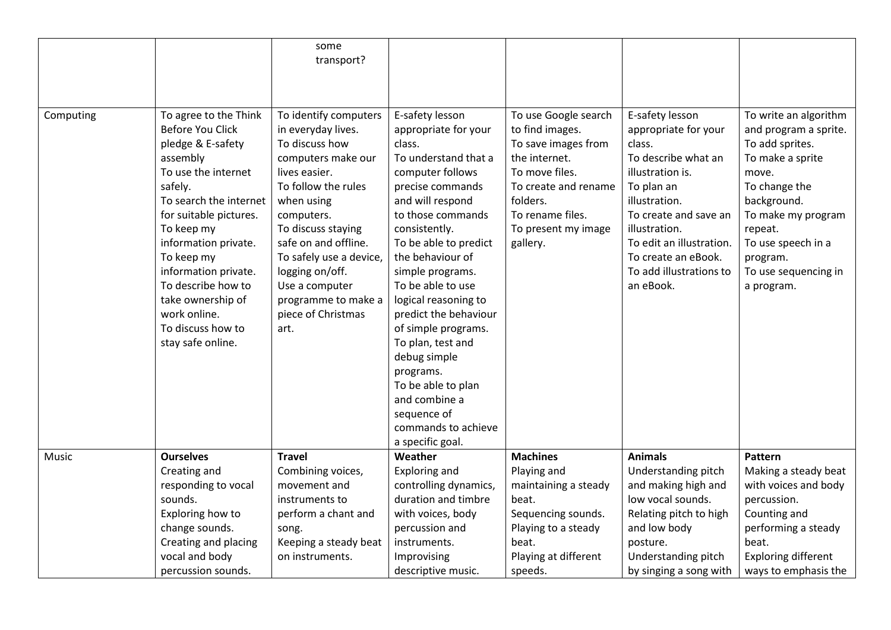| | | | | | | |
|---|---|---|---|---|---|---|
| | | some transport? | | | | |
| Computing | To agree to the Think Before You Click pledge & E-safety assembly<br>To use the internet safely.<br>To search the internet for suitable pictures.<br>To keep my information private.<br>To keep my information private.<br>To describe how to take ownership of work online.<br>To discuss how to stay safe online. | To identify computers in everyday lives.<br>To discuss how computers make our lives easier.<br>To follow the rules when using computers.<br>To discuss staying safe on and offline.<br>To safely use a device, logging on/off.<br>Use a computer programme to make a piece of Christmas art. | E-safety lesson appropriate for your class.<br>To understand that a computer follows precise commands and will respond to those commands consistently.<br>To be able to predict the behaviour of simple programs.<br>To be able to use logical reasoning to predict the behaviour of simple programs.<br>To plan, test and debug simple programs.<br>To be able to plan and combine a sequence of commands to achieve a specific goal. | To use Google search to find images.<br>To save images from the internet.<br>To move files.<br>To create and rename folders.<br>To rename files.<br>To present my image gallery. | E-safety lesson appropriate for your class.<br>To describe what an illustration is.<br>To plan an illustration.<br>To create and save an illustration.<br>To edit an illustration.<br>To create an eBook.<br>To add illustrations to an eBook. | To write an algorithm and program a sprite.<br>To add sprites.<br>To make a sprite move.<br>To change the background.<br>To make my program repeat.<br>To use speech in a program.<br>To use sequencing in a program. |
| Music | **Ourselves**<br>Creating and responding to vocal sounds.<br>Exploring how to change sounds.<br>Creating and placing vocal and body percussion sounds. | **Travel**<br>Combining voices, movement and instruments to perform a chant and song.<br>Keeping a steady beat on instruments. | **Weather**<br>Exploring and controlling dynamics, duration and timbre with voices, body percussion and instruments.<br>Improvising descriptive music. | **Machines**<br>Playing and maintaining a steady beat.<br>Sequencing sounds.<br>Playing to a steady beat.<br>Playing at different speeds. | **Animals**<br>Understanding pitch and making high and low vocal sounds.<br>Relating pitch to high and low body posture.<br>Understanding pitch by singing a song with | **Pattern**<br>Making a steady beat with voices and body percussion.<br>Counting and performing a steady beat.<br>Exploring different ways to emphasis the |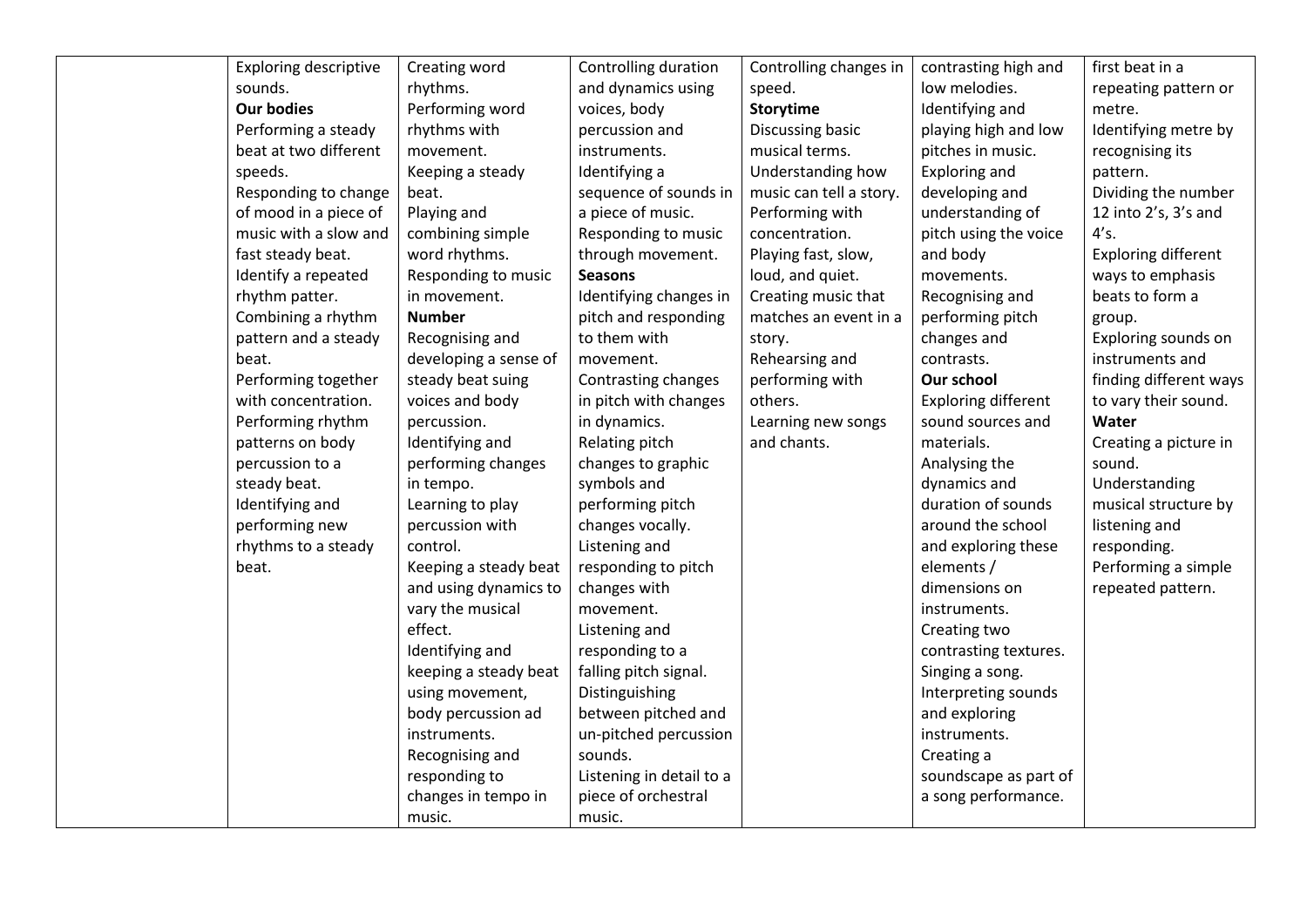| | | | | | | |
|---|---|---|---|---|---|---|
| | Exploring descriptive sounds.<br>**Our bodies**<br>Performing a steady beat at two different speeds.<br>Responding to change of mood in a piece of music with a slow and fast steady beat.<br>Identify a repeated rhythm patter.<br>Combining a rhythm pattern and a steady beat.<br>Performing together with concentration.<br>Performing rhythm patterns on body percussion to a steady beat.<br>Identifying and performing new rhythms to a steady beat. | Creating word rhythms.<br>Performing word rhythms with movement.<br>Keeping a steady beat.<br>Playing and combining simple word rhythms.<br>Responding to music in movement.<br>**Number**<br>Recognising and developing a sense of steady beat suing voices and body percussion.<br>Identifying and performing changes in tempo.<br>Learning to play percussion with control.<br>Keeping a steady beat and using dynamics to vary the musical effect.<br>Identifying and keeping a steady beat using movement, body percussion ad instruments.<br>Recognising and responding to changes in tempo in music. | Controlling duration and dynamics using voices, body percussion and instruments.<br>Identifying a sequence of sounds in a piece of music.<br>Responding to music through movement.<br>**Seasons**<br>Identifying changes in pitch and responding to them with movement.<br>Contrasting changes in pitch with changes in dynamics.<br>Relating pitch changes to graphic symbols and performing pitch changes vocally.<br>Listening and responding to pitch changes with movement.<br>Listening and responding to a falling pitch signal.<br>Distinguishing between pitched and un-pitched percussion sounds.<br>Listening in detail to a piece of orchestral music. | Controlling changes in speed.<br>**Storytime**<br>Discussing basic musical terms.<br>Understanding how music can tell a story.<br>Performing with concentration.<br>Playing fast, slow, loud, and quiet.<br>Creating music that matches an event in a story.<br>Rehearsing and performing with others.<br>Learning new songs and chants. | contrasting high and low melodies.<br>Identifying and playing high and low pitches in music.<br>Exploring and developing and understanding of pitch using the voice and body movements.<br>Recognising and performing pitch changes and contrasts.<br>**Our school**<br>Exploring different sound sources and materials.<br>Analysing the dynamics and duration of sounds around the school and exploring these elements / dimensions on instruments.<br>Creating two contrasting textures.<br>Singing a song.<br>Interpreting sounds and exploring instruments.<br>Creating a soundscape as part of a song performance. | first beat in a repeating pattern or metre.<br>Identifying metre by recognising its pattern.<br>Dividing the number 12 into 2's, 3's and 4's.<br>Exploring different ways to emphasis beats to form a group.<br>Exploring sounds on instruments and finding different ways to vary their sound.<br>**Water**<br>Creating a picture in sound.<br>Understanding musical structure by listening and responding.<br>Performing a simple repeated pattern. |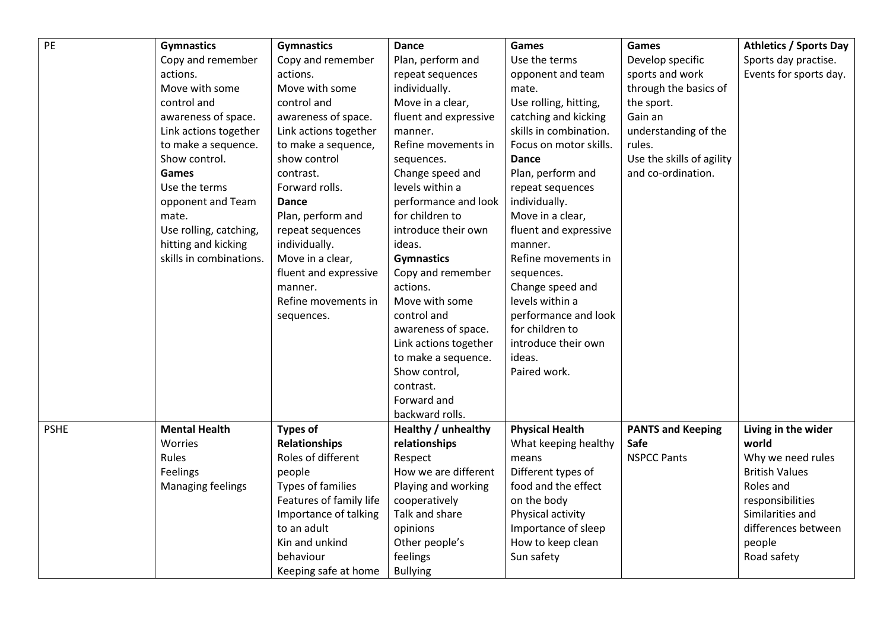| PE | **Gymnastics**<br>Copy and remember actions.<br>Move with some control and awareness of space.<br>Link actions together to make a sequence.<br>Show control.<br>**Games**<br>Use the terms opponent and Team mate.<br>Use rolling, catching, hitting and kicking skills in combinations. | **Gymnastics**<br>Copy and remember actions.<br>Move with some control and awareness of space.<br>Link actions together to make a sequence, show control contrast.<br>Forward rolls.<br>**Dance**<br>Plan, perform and repeat sequences individually.<br>Move in a clear, fluent and expressive manner.<br>Refine movements in sequences. | **Dance**<br>Plan, perform and repeat sequences individually.<br>Move in a clear, fluent and expressive manner.<br>Refine movements in sequences.<br>Change speed and levels within a performance and look for children to introduce their own ideas.<br>**Gymnastics**<br>Copy and remember actions.<br>Move with some control and awareness of space.<br>Link actions together to make a sequence.<br>Show control, contrast.<br>Forward and backward rolls. | **Games**<br>Use the terms opponent and team mate.<br>Use rolling, hitting, catching and kicking skills in combination.<br>Focus on motor skills.<br>**Dance**<br>Plan, perform and repeat sequences individually.<br>Move in a clear, fluent and expressive manner.<br>Refine movements in sequences.<br>Change speed and levels within a performance and look for children to introduce their own ideas.<br>Paired work. | **Games**<br>Develop specific sports and work through the basics of the sport.<br>Gain an understanding of the rules.<br>Use the skills of agility and co-ordination. | **Athletics / Sports Day**<br>Sports day practise.<br>Events for sports day. |
|---|---|---|---|---|---|---|
| PSHE | **Mental Health**<br>Worries<br>Rules<br>Feelings<br>Managing feelings | **Types of Relationships**<br>Roles of different people<br>Types of families<br>Features of family life<br>Importance of talking to an adult<br>Kin and unkind behaviour<br>Keeping safe at home | **Healthy / unhealthy relationships**<br>Respect<br>How we are different<br>Playing and working cooperatively<br>Talk and share opinions<br>Other people's feelings<br>Bullying | **Physical Health**<br>What keeping healthy means<br>Different types of food and the effect on the body<br>Physical activity<br>Importance of sleep<br>How to keep clean<br>Sun safety | **PANTS and Keeping Safe**<br>NSPCC Pants | **Living in the wider world**<br>Why we need rules<br>British Values<br>Roles and responsibilities<br>Similarities and differences between people<br>Road safety |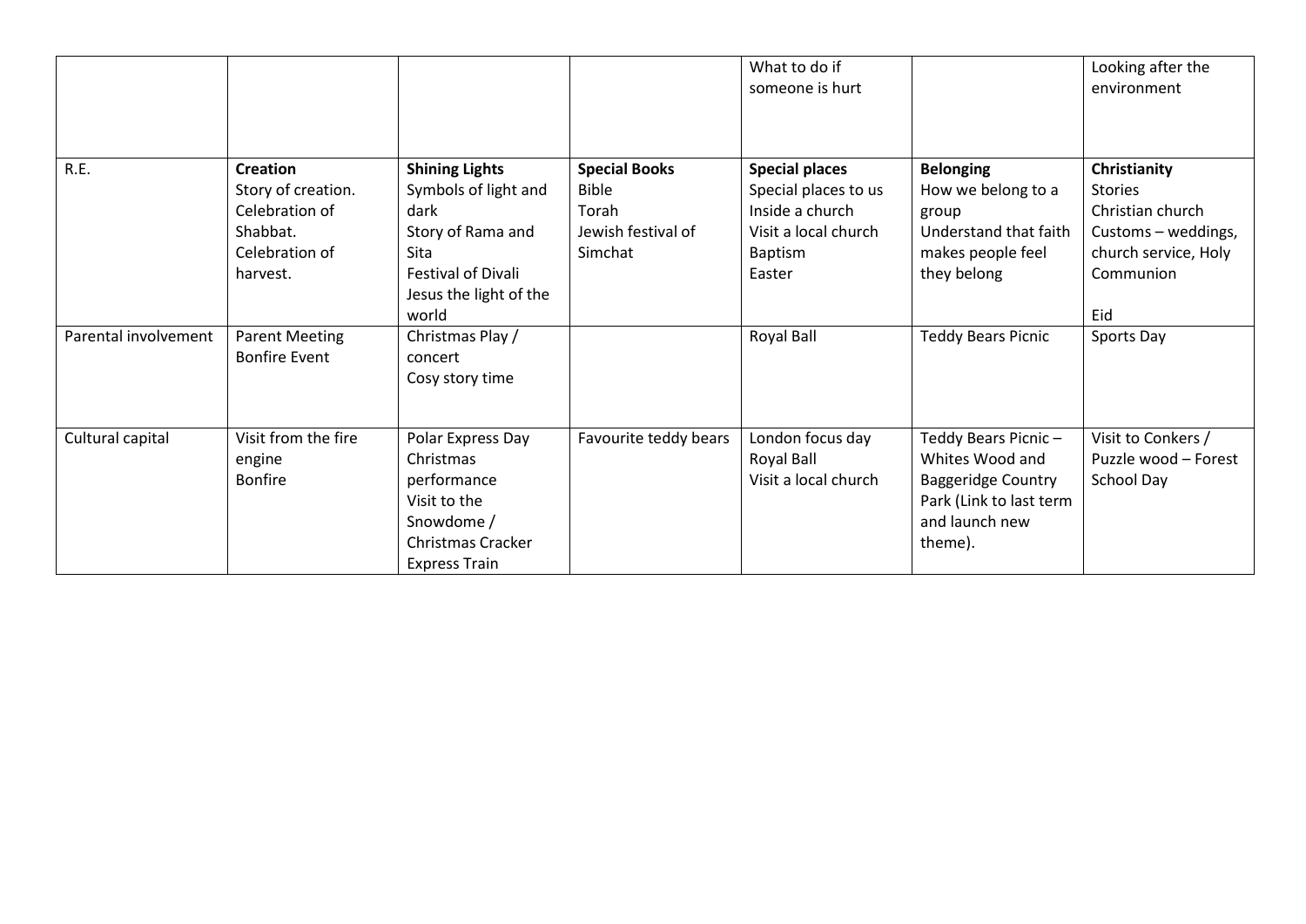| | | | | | | |
|---|---|---|---|---|---|---|
| | | | | What to do if someone is hurt | | Looking after the environment |
| R.E. | **Creation**<br>Story of creation.<br>Celebration of Shabbat.<br>Celebration of harvest. | **Shining Lights**<br>Symbols of light and dark<br>Story of Rama and Sita<br>Festival of Divali<br>Jesus the light of the world | **Special Books**<br>Bible<br>Torah<br>Jewish festival of Simchat | **Special places**<br>Special places to us<br>Inside a church<br>Visit a local church<br>Baptism<br>Easter | **Belonging**<br>How we belong to a group<br>Understand that faith makes people feel they belong | **Christianity**<br>Stories<br>Christian church<br>Customs – weddings, church service, Holy Communion<br><br>Eid |
| Parental involvement | Parent Meeting<br>Bonfire Event | Christmas Play / concert<br>Cosy story time | | Royal Ball | Teddy Bears Picnic | Sports Day |
| Cultural capital | Visit from the fire engine<br>Bonfire | Polar Express Day<br>Christmas performance<br>Visit to the Snowdome / Christmas Cracker Express Train | Favourite teddy bears | London focus day<br>Royal Ball<br>Visit a local church | Teddy Bears Picnic – Whites Wood and Baggeridge Country Park (Link to last term and launch new theme). | Visit to Conkers / Puzzle wood – Forest School Day |